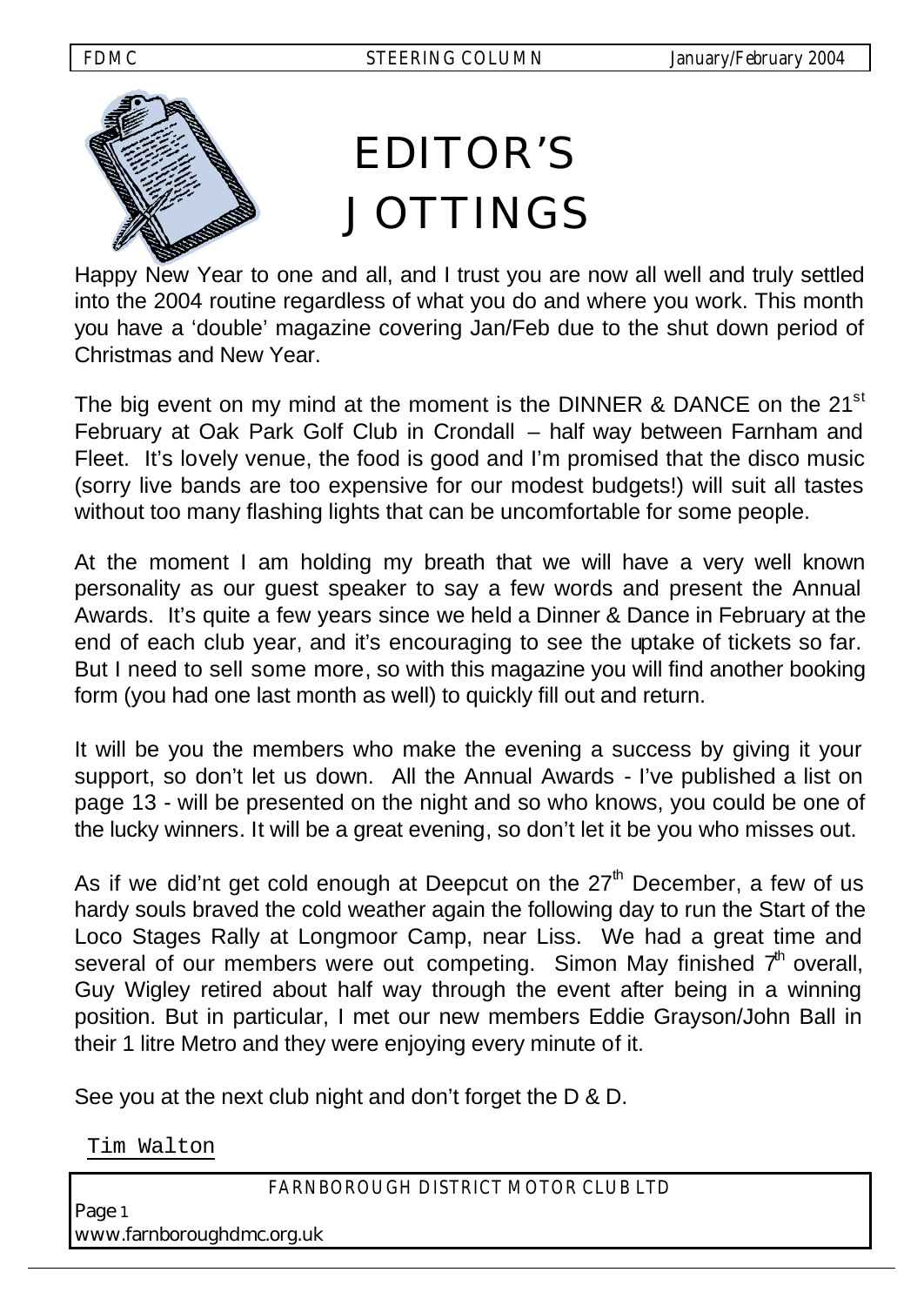# EDITOR'S JOTTINGS

Happy New Year to one and all, and I trust you are now all well and truly settled into the 2004 routine regardless of what you do and where you work. This month you have a 'double' magazine covering Jan/Feb due to the shut down period of Christmas and New Year.

The big event on my mind at the moment is the DINNER & DANCE on the 21st February at Oak Park Golf Club in Crondall – half way between Farnham and Fleet. It's lovely venue, the food is good and I'm promised that the disco music (sorry live bands are too expensive for our modest budgets!) will suit all tastes without too many flashing lights that can be uncomfortable for some people.

At the moment I am holding my breath that we will have a very well known personality as our guest speaker to say a few words and present the Annual Awards. It's quite a few years since we held a Dinner & Dance in February at the end of each club year, and it's encouraging to see the uptake of tickets so far. But I need to sell some more, so with this magazine you will find another booking form (you had one last month as well) to quickly fill out and return.

It will be you the members who make the evening a success by giving it your support, so don't let us down. All the Annual Awards - I've published a list on page 13 - will be presented on the night and so who knows, you could be one of the lucky winners. It will be a great evening, so don't let it be you who misses out.

As if we did'nt get cold enough at Deepcut on the 27th December, a few of us hardy souls braved the cold weather again the following day to run the Start of the Loco Stages Rally at Longmoor Camp, near Liss. We had a great time and several of our members were out competing. Simon May finished 7th overall, Guy Wigley retired about half way through the event after being in a winning position. But in particular, I met our new members Eddie Grayson/John Ball in their 1 litre Metro and they were enjoying every minute of it.

See you at the next club night and don't forget the D & D.

Tim Walton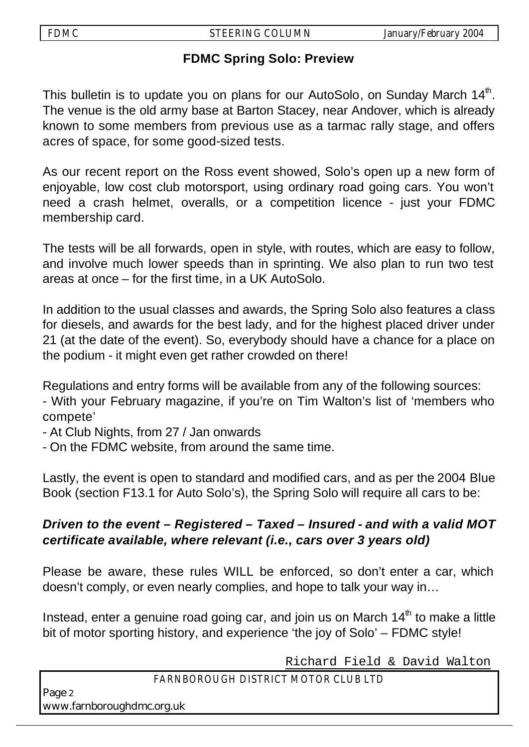## FDMC Spring Solo: Preview

This bulletin is to update you on plans for our AutoSolo, on Sunday March 14th. The venue is the old army base at Barton Stacey, near Andover, which is already known to some members from previous use as a tarmac rally stage, and offers acres of space, for some good-sized tests.

As our recent report on the Ross event showed, Solo's open up a new form of enjoyable, low cost club motorsport, using ordinary road going cars. You won't need a crash helmet, overalls, or a competition licence - just your FDMC membership card.

The tests will be all forwards, open in style, with routes, which are easy to follow, and involve much lower speeds than in sprinting. We also plan to run two test areas at once – for the first time, in a UK AutoSolo.

In addition to the usual classes and awards, the Spring Solo also features a class for diesels, and awards for the best lady, and for the highest placed driver under 21 (at the date of the event). So, everybody should have a chance for a place on the podium - it might even get rather crowded on there!

Regulations and entry forms will be available from any of the following sources:

- With your February magazine, if you're on Tim Walton's list of 'members who compete'
- At Club Nights, from 27 / Jan onwards
- On the FDMC website, from around the same time.

Lastly, the event is open to standard and modified cars, and as per the 2004 Blue Book (section F13.1 for Auto Solo's), the Spring Solo will require all cars to be:

***Driven to the event – Registered – Taxed – Insured - and with a valid MOT certificate available, where relevant (i.e., cars over 3 years old)***

Please be aware, these rules WILL be enforced, so don't enter a car, which doesn't comply, or even nearly complies, and hope to talk your way in…

Instead, enter a genuine road going car, and join us on March 14th to make a little bit of motor sporting history, and experience 'the joy of Solo' – FDMC style!

Richard Field & David Walton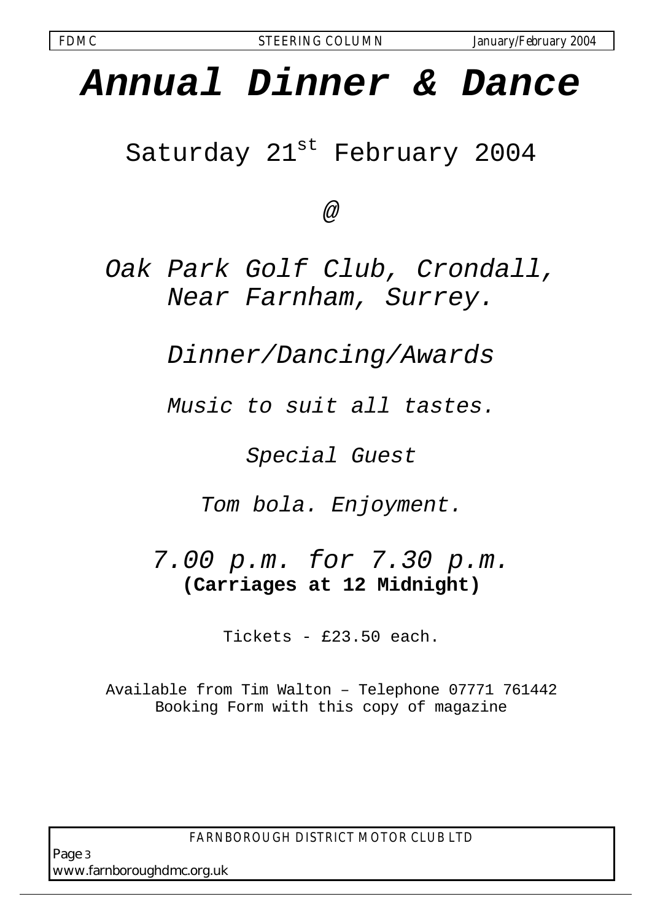# ***Annual Dinner & Dance***

Saturday 21st February 2004

*@*

*Oak Park Golf Club, Crondall,*
*Near Farnham, Surrey.*

*Dinner/Dancing/Awards*

*Music to suit all tastes.*

*Special Guest*

*Tom bola. Enjoyment.*

*7.00 p.m. for 7.30 p.m.*
**(Carriages at 12 Midnight)**

Tickets - £23.50 each.

Available from Tim Walton – Telephone 07771 761442
Booking Form with this copy of magazine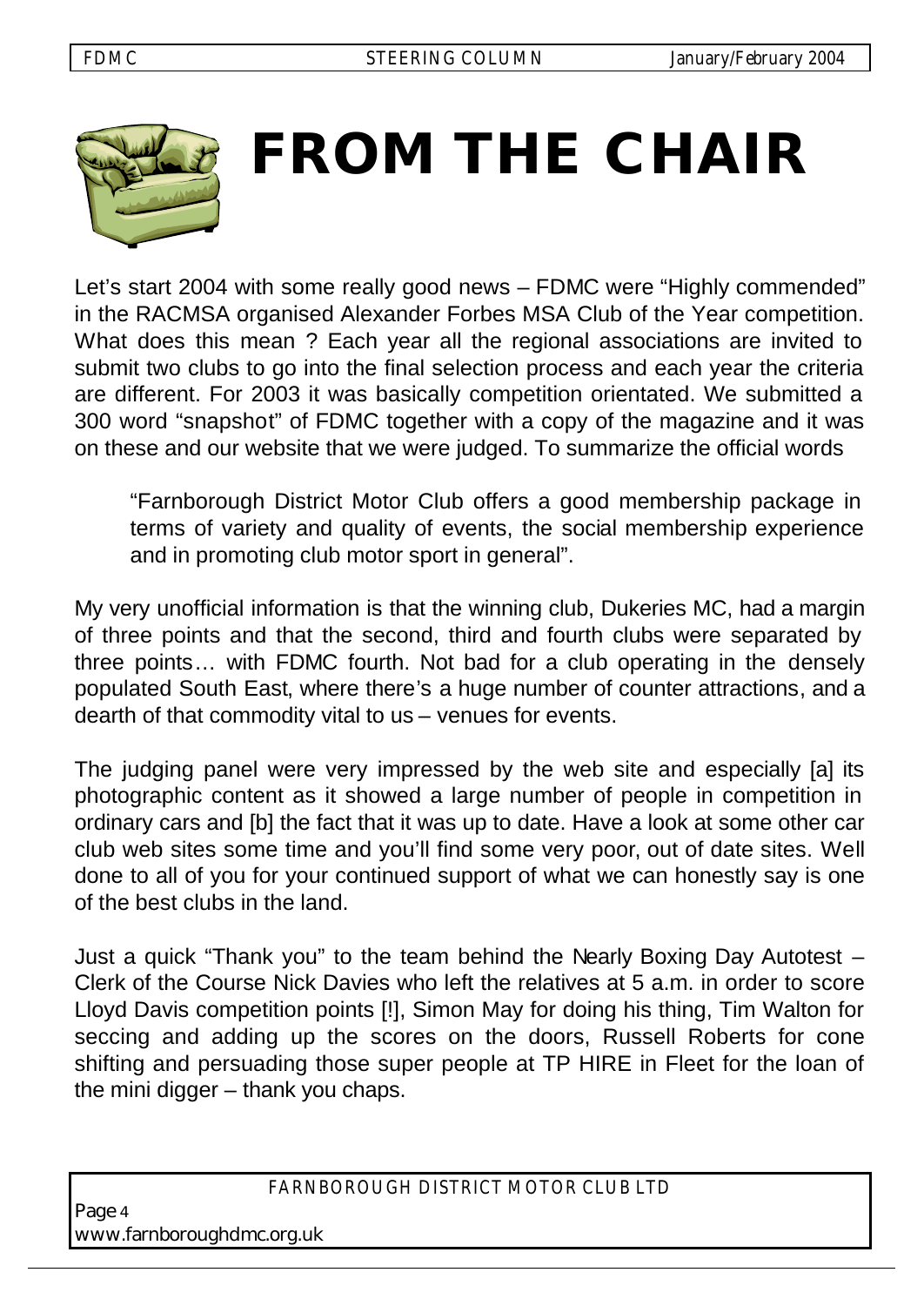# FROM THE CHAIR

Let's start 2004 with some really good news – FDMC were "Highly commended" in the RACMSA organised Alexander Forbes MSA Club of the Year competition. What does this mean ? Each year all the regional associations are invited to submit two clubs to go into the final selection process and each year the criteria are different. For 2003 it was basically competition orientated. We submitted a 300 word "snapshot" of FDMC together with a copy of the magazine and it was on these and our website that we were judged. To summarize the official words

> "Farnborough District Motor Club offers a good membership package in terms of variety and quality of events, the social membership experience and in promoting club motor sport in general".

My very unofficial information is that the winning club, Dukeries MC, had a margin of three points and that the second, third and fourth clubs were separated by three points… with FDMC fourth. Not bad for a club operating in the densely populated South East, where there's a huge number of counter attractions, and a dearth of that commodity vital to us – venues for events.

The judging panel were very impressed by the web site and especially [a] its photographic content as it showed a large number of people in competition in ordinary cars and [b] the fact that it was up to date. Have a look at some other car club web sites some time and you'll find some very poor, out of date sites. Well done to all of you for your continued support of what we can honestly say is one of the best clubs in the land.

Just a quick "Thank you" to the team behind the Nearly Boxing Day Autotest – Clerk of the Course Nick Davies who left the relatives at 5 a.m. in order to score Lloyd Davis competition points [!], Simon May for doing his thing, Tim Walton for seccing and adding up the scores on the doors, Russell Roberts for cone shifting and persuading those super people at TP HIRE in Fleet for the loan of the mini digger – thank you chaps.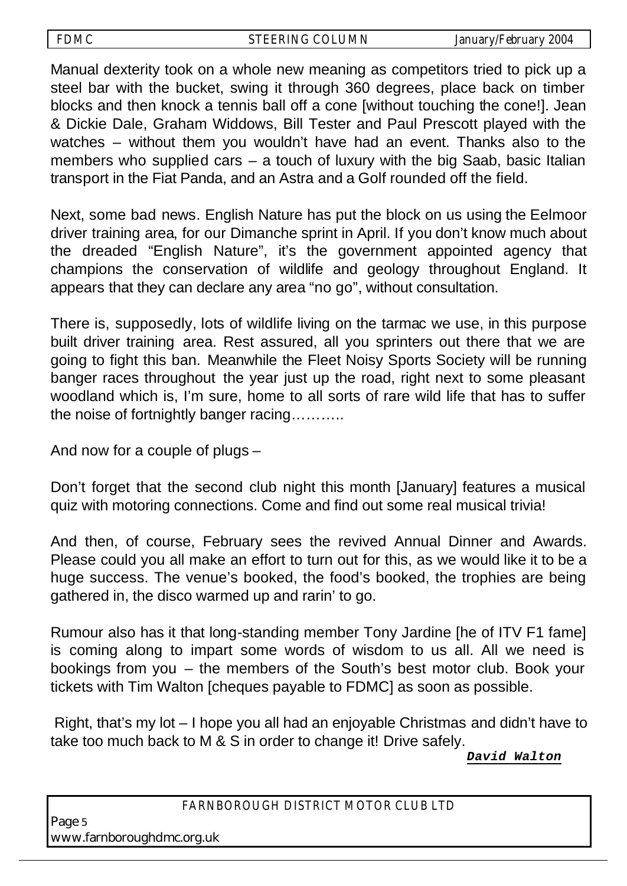Manual dexterity took on a whole new meaning as competitors tried to pick up a steel bar with the bucket, swing it through 360 degrees, place back on timber blocks and then knock a tennis ball off a cone [without touching the cone!]. Jean & Dickie Dale, Graham Widdows, Bill Tester and Paul Prescott played with the watches – without them you wouldn't have had an event. Thanks also to the members who supplied cars – a touch of luxury with the big Saab, basic Italian transport in the Fiat Panda, and an Astra and a Golf rounded off the field.

Next, some bad news. English Nature has put the block on us using the Eelmoor driver training area, for our Dimanche sprint in April. If you don't know much about the dreaded "English Nature", it's the government appointed agency that champions the conservation of wildlife and geology throughout England. It appears that they can declare any area "no go", without consultation.

There is, supposedly, lots of wildlife living on the tarmac we use, in this purpose built driver training area. Rest assured, all you sprinters out there that we are going to fight this ban. Meanwhile the Fleet Noisy Sports Society will be running banger races throughout the year just up the road, right next to some pleasant woodland which is, I'm sure, home to all sorts of rare wild life that has to suffer the noise of fortnightly banger racing………..

And now for a couple of plugs –

Don't forget that the second club night this month [January] features a musical quiz with motoring connections. Come and find out some real musical trivia!

And then, of course, February sees the revived Annual Dinner and Awards. Please could you all make an effort to turn out for this, as we would like it to be a huge success. The venue's booked, the food's booked, the trophies are being gathered in, the disco warmed up and rarin' to go.

Rumour also has it that long-standing member Tony Jardine [he of ITV F1 fame] is coming along to impart some words of wisdom to us all. All we need is bookings from you – the members of the South's best motor club. Book your tickets with Tim Walton [cheques payable to FDMC] as soon as possible.

Right, that's my lot – I hope you all had an enjoyable Christmas and didn't have to take too much back to M & S in order to change it! Drive safely.

***David Walton***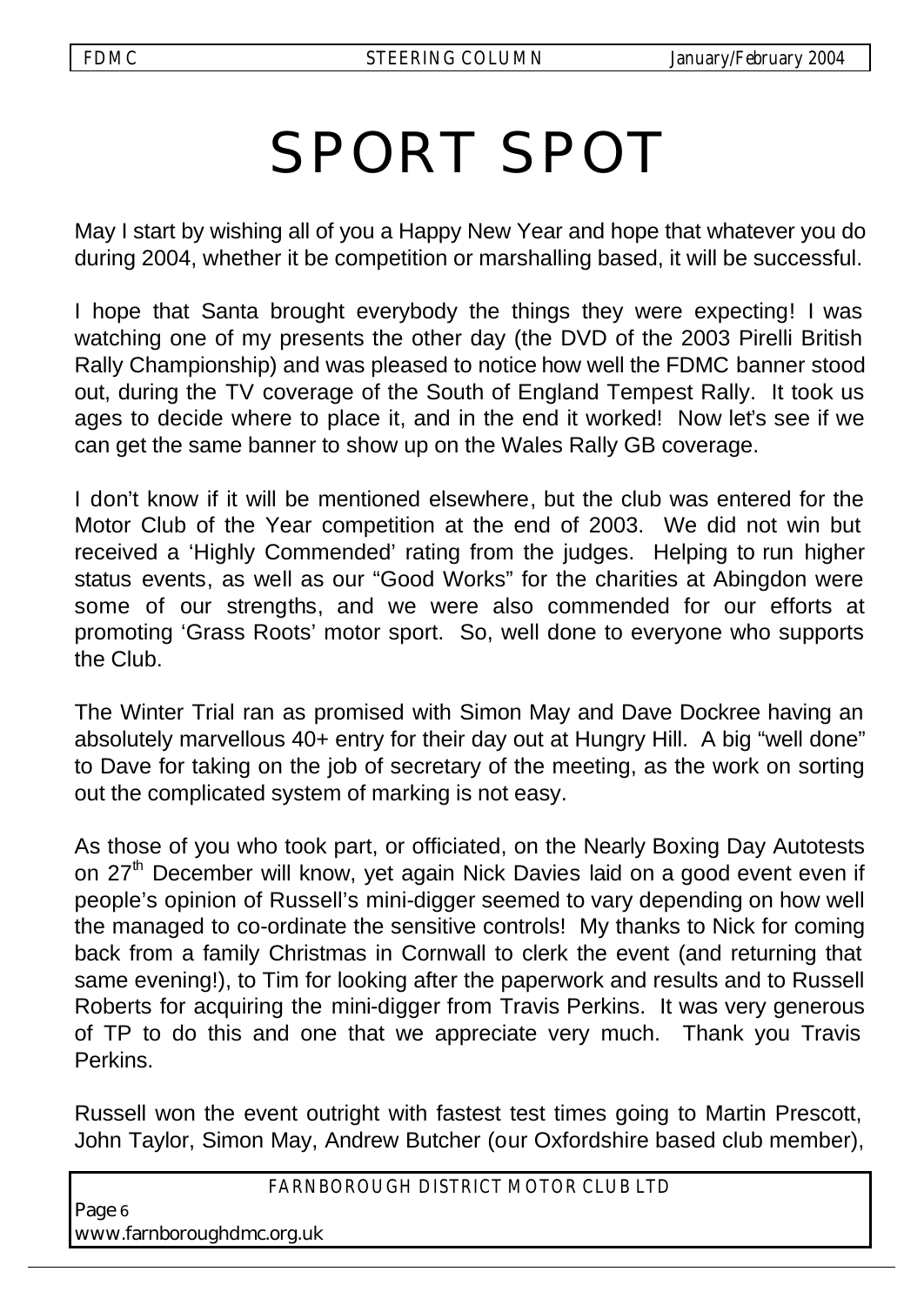# SPORT SPOT

May I start by wishing all of you a Happy New Year and hope that whatever you do during 2004, whether it be competition or marshalling based, it will be successful.

I hope that Santa brought everybody the things they were expecting! I was watching one of my presents the other day (the DVD of the 2003 Pirelli British Rally Championship) and was pleased to notice how well the FDMC banner stood out, during the TV coverage of the South of England Tempest Rally. It took us ages to decide where to place it, and in the end it worked! Now let's see if we can get the same banner to show up on the Wales Rally GB coverage.

I don't know if it will be mentioned elsewhere, but the club was entered for the Motor Club of the Year competition at the end of 2003. We did not win but received a 'Highly Commended' rating from the judges. Helping to run higher status events, as well as our "Good Works" for the charities at Abingdon were some of our strengths, and we were also commended for our efforts at promoting 'Grass Roots' motor sport. So, well done to everyone who supports the Club.

The Winter Trial ran as promised with Simon May and Dave Dockree having an absolutely marvellous 40+ entry for their day out at Hungry Hill. A big "well done" to Dave for taking on the job of secretary of the meeting, as the work on sorting out the complicated system of marking is not easy.

As those of you who took part, or officiated, on the Nearly Boxing Day Autotests on 27th December will know, yet again Nick Davies laid on a good event even if people's opinion of Russell's mini-digger seemed to vary depending on how well the managed to co-ordinate the sensitive controls! My thanks to Nick for coming back from a family Christmas in Cornwall to clerk the event (and returning that same evening!), to Tim for looking after the paperwork and results and to Russell Roberts for acquiring the mini-digger from Travis Perkins. It was very generous of TP to do this and one that we appreciate very much. Thank you Travis Perkins.

Russell won the event outright with fastest test times going to Martin Prescott, John Taylor, Simon May, Andrew Butcher (our Oxfordshire based club member),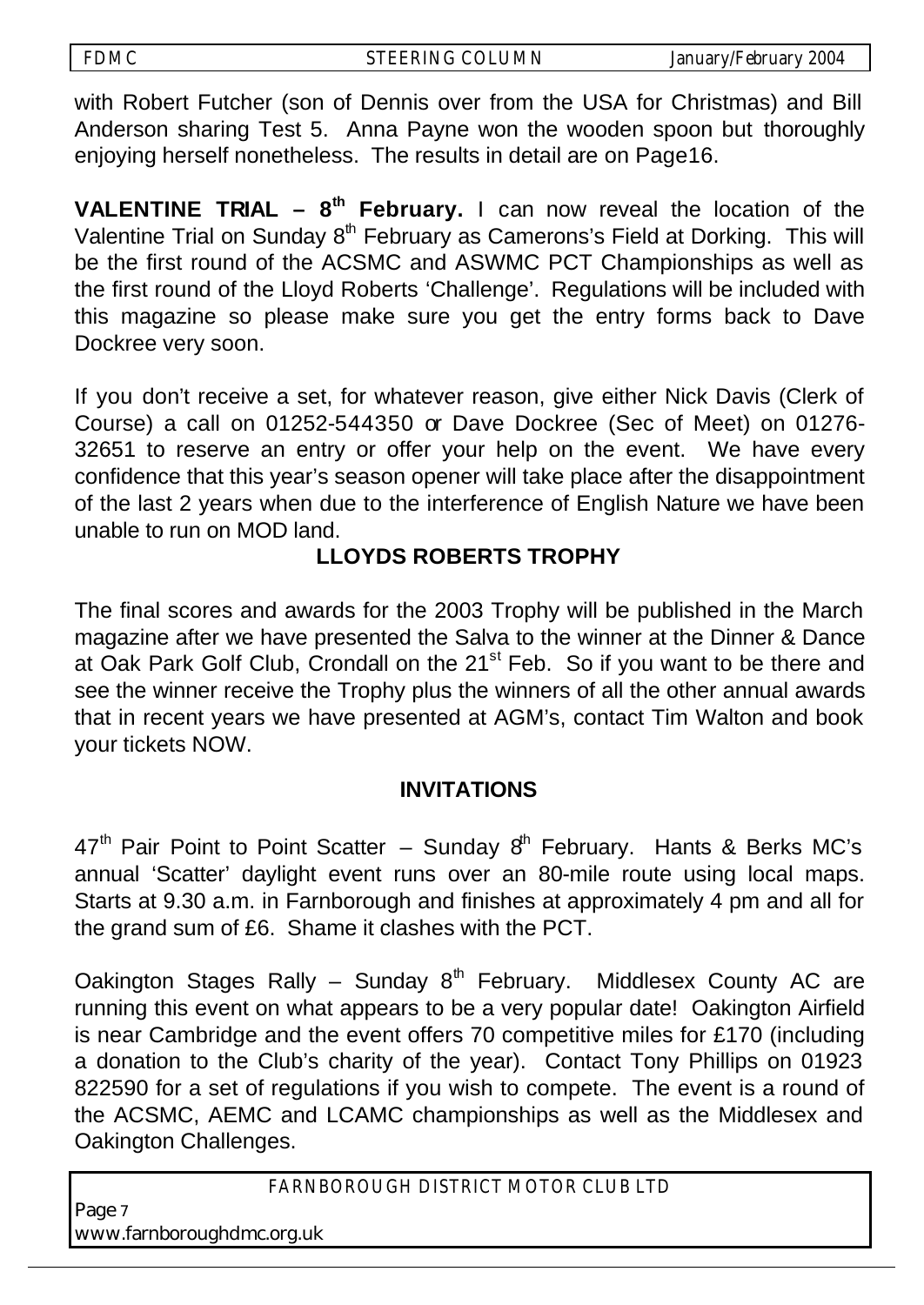with Robert Futcher (son of Dennis over from the USA for Christmas) and Bill Anderson sharing Test 5. Anna Payne won the wooden spoon but thoroughly enjoying herself nonetheless. The results in detail are on Page16.

**VALENTINE TRIAL – 8th February.** I can now reveal the location of the Valentine Trial on Sunday 8th February as Camerons's Field at Dorking. This will be the first round of the ACSMC and ASWMC PCT Championships as well as the first round of the Lloyd Roberts 'Challenge'. Regulations will be included with this magazine so please make sure you get the entry forms back to Dave Dockree very soon.

If you don't receive a set, for whatever reason, give either Nick Davis (Clerk of Course) a call on 01252-544350 or Dave Dockree (Sec of Meet) on 01276-32651 to reserve an entry or offer your help on the event. We have every confidence that this year's season opener will take place after the disappointment of the last 2 years when due to the interference of English Nature we have been unable to run on MOD land.

## LLOYDS ROBERTS TROPHY

The final scores and awards for the 2003 Trophy will be published in the March magazine after we have presented the Salva to the winner at the Dinner & Dance at Oak Park Golf Club, Crondall on the 21st Feb. So if you want to be there and see the winner receive the Trophy plus the winners of all the other annual awards that in recent years we have presented at AGM's, contact Tim Walton and book your tickets NOW.

## INVITATIONS

47th Pair Point to Point Scatter – Sunday 8th February. Hants & Berks MC's annual 'Scatter' daylight event runs over an 80-mile route using local maps. Starts at 9.30 a.m. in Farnborough and finishes at approximately 4 pm and all for the grand sum of £6. Shame it clashes with the PCT.

Oakington Stages Rally – Sunday 8th February. Middlesex County AC are running this event on what appears to be a very popular date! Oakington Airfield is near Cambridge and the event offers 70 competitive miles for £170 (including a donation to the Club's charity of the year). Contact Tony Phillips on 01923 822590 for a set of regulations if you wish to compete. The event is a round of the ACSMC, AEMC and LCAMC championships as well as the Middlesex and Oakington Challenges.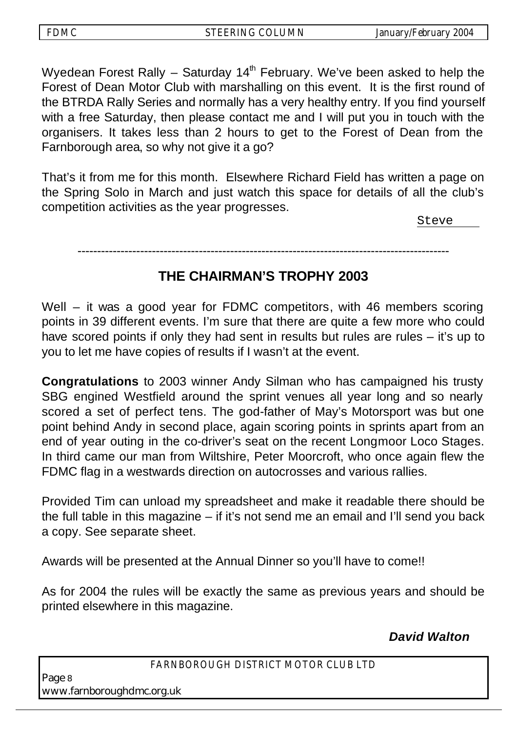Wyedean Forest Rally – Saturday 14th February. We've been asked to help the Forest of Dean Motor Club with marshalling on this event. It is the first round of the BTRDA Rally Series and normally has a very healthy entry. If you find yourself with a free Saturday, then please contact me and I will put you in touch with the organisers. It takes less than 2 hours to get to the Forest of Dean from the Farnborough area, so why not give it a go?

That's it from me for this month. Elsewhere Richard Field has written a page on the Spring Solo in March and just watch this space for details of all the club's competition activities as the year progresses.

Steve

---

## THE CHAIRMAN'S TROPHY 2003

Well – it was a good year for FDMC competitors, with 46 members scoring points in 39 different events. I'm sure that there are quite a few more who could have scored points if only they had sent in results but rules are rules – it's up to you to let me have copies of results if I wasn't at the event.

**Congratulations** to 2003 winner Andy Silman who has campaigned his trusty SBG engined Westfield around the sprint venues all year long and so nearly scored a set of perfect tens. The god-father of May's Motorsport was but one point behind Andy in second place, again scoring points in sprints apart from an end of year outing in the co-driver's seat on the recent Longmoor Loco Stages. In third came our man from Wiltshire, Peter Moorcroft, who once again flew the FDMC flag in a westwards direction on autocrosses and various rallies.

Provided Tim can unload my spreadsheet and make it readable there should be the full table in this magazine – if it's not send me an email and I'll send you back a copy. See separate sheet.

Awards will be presented at the Annual Dinner so you'll have to come!!

As for 2004 the rules will be exactly the same as previous years and should be printed elsewhere in this magazine.

***David Walton***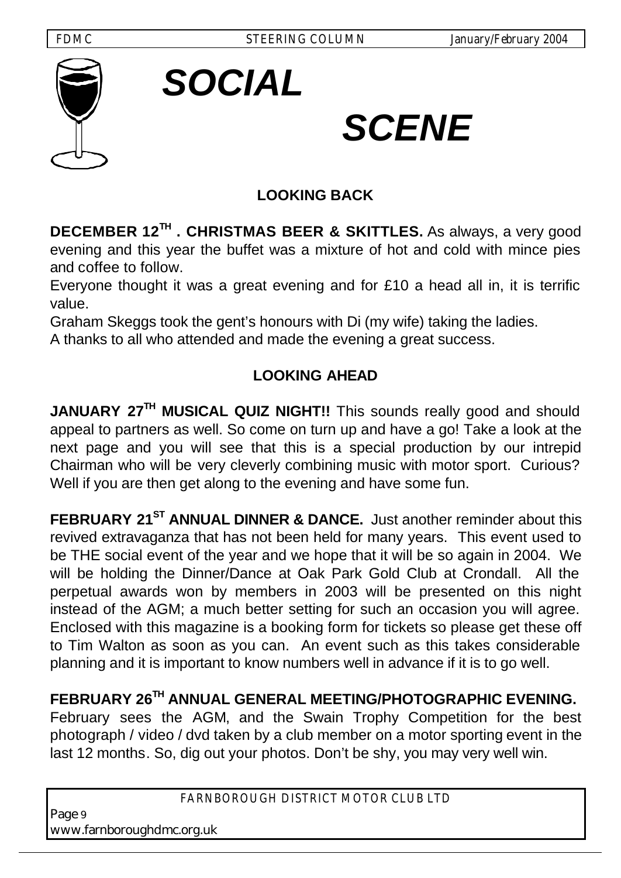# SOCIAL SCENE

## LOOKING BACK

**DECEMBER 12TH . CHRISTMAS BEER & SKITTLES.** As always, a very good evening and this year the buffet was a mixture of hot and cold with mince pies and coffee to follow.

Everyone thought it was a great evening and for £10 a head all in, it is terrific value.

Graham Skeggs took the gent's honours with Di (my wife) taking the ladies.

A thanks to all who attended and made the evening a great success.

## LOOKING AHEAD

**JANUARY 27TH MUSICAL QUIZ NIGHT!!** This sounds really good and should appeal to partners as well. So come on turn up and have a go! Take a look at the next page and you will see that this is a special production by our intrepid Chairman who will be very cleverly combining music with motor sport. Curious? Well if you are then get along to the evening and have some fun.

**FEBRUARY 21ST ANNUAL DINNER & DANCE.** Just another reminder about this revived extravaganza that has not been held for many years. This event used to be THE social event of the year and we hope that it will be so again in 2004. We will be holding the Dinner/Dance at Oak Park Gold Club at Crondall. All the perpetual awards won by members in 2003 will be presented on this night instead of the AGM; a much better setting for such an occasion you will agree. Enclosed with this magazine is a booking form for tickets so please get these off to Tim Walton as soon as you can. An event such as this takes considerable planning and it is important to know numbers well in advance if it is to go well.

**FEBRUARY 26TH ANNUAL GENERAL MEETING/PHOTOGRAPHIC EVENING.** February sees the AGM, and the Swain Trophy Competition for the best photograph / video / dvd taken by a club member on a motor sporting event in the last 12 months. So, dig out your photos. Don't be shy, you may very well win.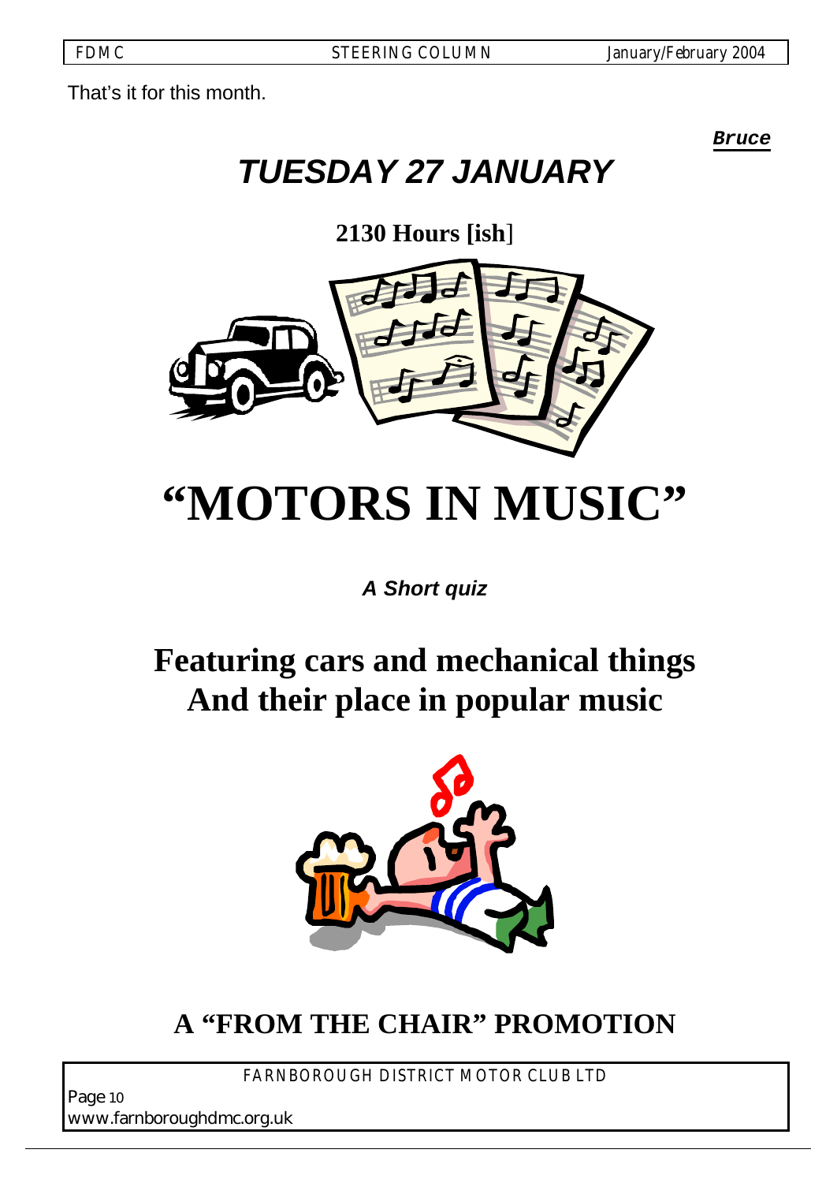That's it for this month.

***Bruce***

# *TUESDAY 27 JANUARY*

**2130 Hours [ish]**

# "MOTORS IN MUSIC"

***A Short quiz***

## Featuring cars and mechanical things And their place in popular music

## A "FROM THE CHAIR" PROMOTION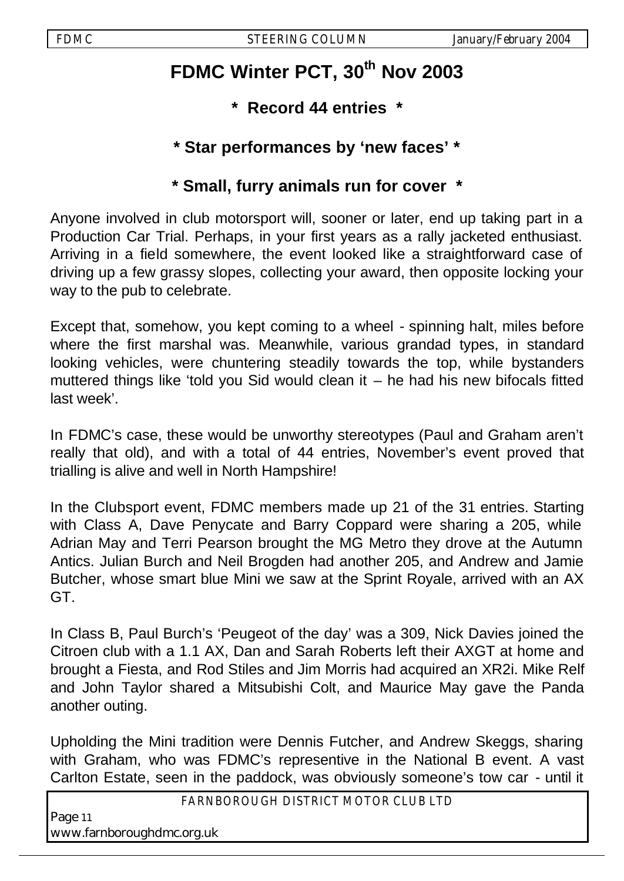# FDMC Winter PCT, 30th Nov 2003

### * Record 44 entries *

### * Star performances by 'new faces' *

### * Small, furry animals run for cover *

Anyone involved in club motorsport will, sooner or later, end up taking part in a Production Car Trial. Perhaps, in your first years as a rally jacketed enthusiast. Arriving in a field somewhere, the event looked like a straightforward case of driving up a few grassy slopes, collecting your award, then opposite locking your way to the pub to celebrate.

Except that, somehow, you kept coming to a wheel - spinning halt, miles before where the first marshal was. Meanwhile, various grandad types, in standard looking vehicles, were chuntering steadily towards the top, while bystanders muttered things like 'told you Sid would clean it – he had his new bifocals fitted last week'.

In FDMC's case, these would be unworthy stereotypes (Paul and Graham aren't really that old), and with a total of 44 entries, November's event proved that trialling is alive and well in North Hampshire!

In the Clubsport event, FDMC members made up 21 of the 31 entries. Starting with Class A, Dave Penycate and Barry Coppard were sharing a 205, while Adrian May and Terri Pearson brought the MG Metro they drove at the Autumn Antics. Julian Burch and Neil Brogden had another 205, and Andrew and Jamie Butcher, whose smart blue Mini we saw at the Sprint Royale, arrived with an AX GT.

In Class B, Paul Burch's 'Peugeot of the day' was a 309, Nick Davies joined the Citroen club with a 1.1 AX, Dan and Sarah Roberts left their AXGT at home and brought a Fiesta, and Rod Stiles and Jim Morris had acquired an XR2i. Mike Relf and John Taylor shared a Mitsubishi Colt, and Maurice May gave the Panda another outing.

Upholding the Mini tradition were Dennis Futcher, and Andrew Skeggs, sharing with Graham, who was FDMC's representive in the National B event. A vast Carlton Estate, seen in the paddock, was obviously someone's tow car - until it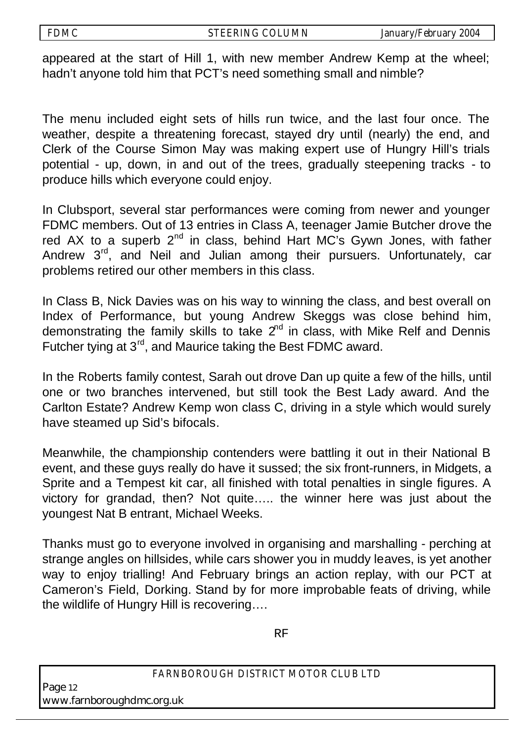appeared at the start of Hill 1, with new member Andrew Kemp at the wheel; hadn't anyone told him that PCT's need something small and nimble?

The menu included eight sets of hills run twice, and the last four once. The weather, despite a threatening forecast, stayed dry until (nearly) the end, and Clerk of the Course Simon May was making expert use of Hungry Hill's trials potential - up, down, in and out of the trees, gradually steepening tracks - to produce hills which everyone could enjoy.

In Clubsport, several star performances were coming from newer and younger FDMC members. Out of 13 entries in Class A, teenager Jamie Butcher drove the red AX to a superb 2nd in class, behind Hart MC's Gywn Jones, with father Andrew 3rd, and Neil and Julian among their pursuers. Unfortunately, car problems retired our other members in this class.

In Class B, Nick Davies was on his way to winning the class, and best overall on Index of Performance, but young Andrew Skeggs was close behind him, demonstrating the family skills to take 2nd in class, with Mike Relf and Dennis Futcher tying at 3rd, and Maurice taking the Best FDMC award.

In the Roberts family contest, Sarah out drove Dan up quite a few of the hills, until one or two branches intervened, but still took the Best Lady award. And the Carlton Estate? Andrew Kemp won class C, driving in a style which would surely have steamed up Sid's bifocals.

Meanwhile, the championship contenders were battling it out in their National B event, and these guys really do have it sussed; the six front-runners, in Midgets, a Sprite and a Tempest kit car, all finished with total penalties in single figures. A victory for grandad, then? Not quite….. the winner here was just about the youngest Nat B entrant, Michael Weeks.

Thanks must go to everyone involved in organising and marshalling - perching at strange angles on hillsides, while cars shower you in muddy leaves, is yet another way to enjoy trialling! And February brings an action replay, with our PCT at Cameron's Field, Dorking. Stand by for more improbable feats of driving, while the wildlife of Hungry Hill is recovering….

RF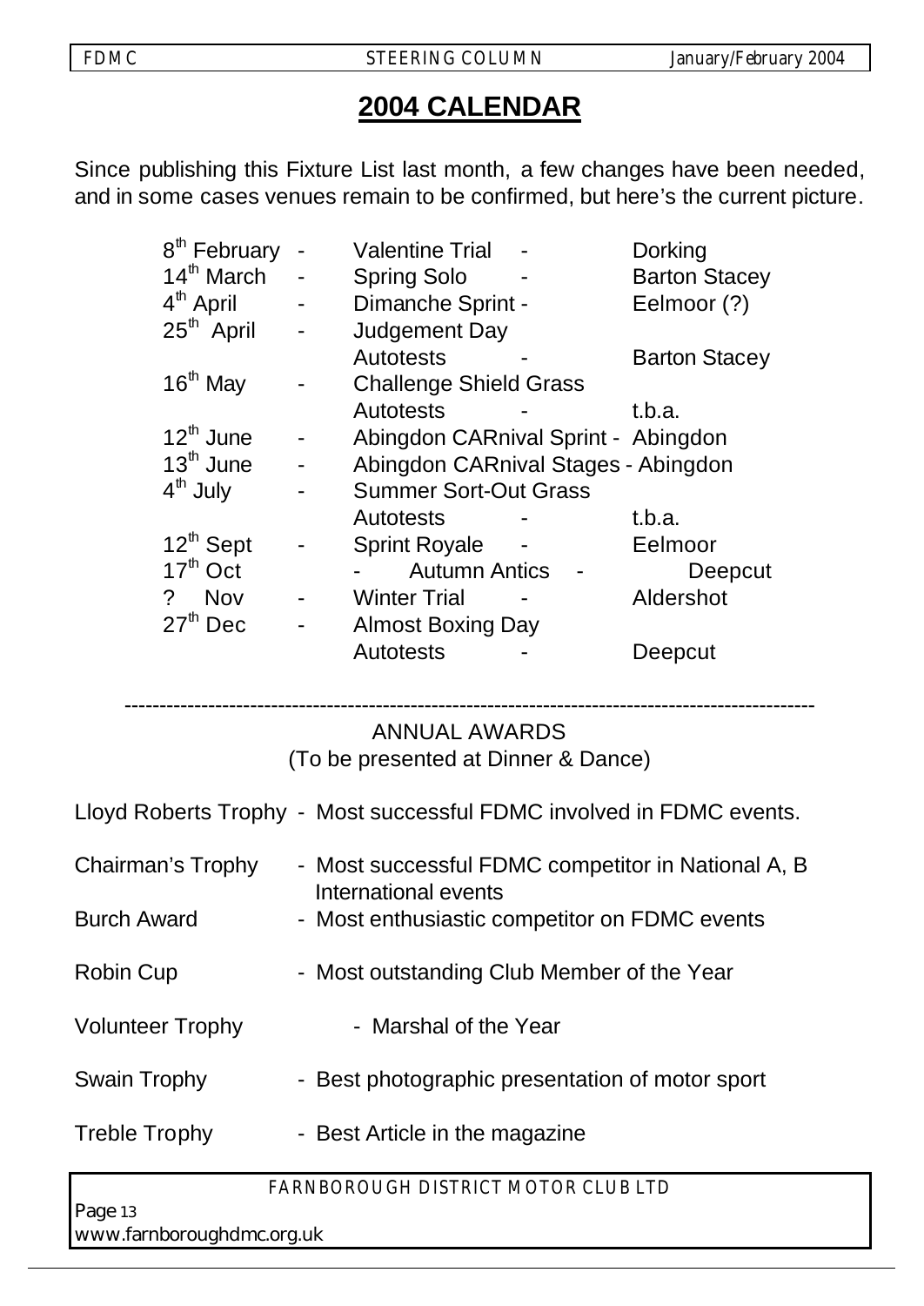## 2004 CALENDAR

Since publishing this Fixture List last month, a few changes have been needed, and in some cases venues remain to be confirmed, but here's the current picture.

| Date | | Event | | Venue |
|---|---|---|---|---|
| 8th February | - | Valentine Trial | - | Dorking |
| 14th March | - | Spring Solo | - | Barton Stacey |
| 4th April | - | Dimanche Sprint | - | Eelmoor (?) |
| 25th April | - | Judgement Day Autotests | - | Barton Stacey |
| 16th May | - | Challenge Shield Grass Autotests | - | t.b.a. |
| 12th June | - | Abingdon CARnival Sprint | - | Abingdon |
| 13th June | - | Abingdon CARnival Stages | - | Abingdon |
| 4th July | - | Summer Sort-Out Grass Autotests | - | t.b.a. |
| 12th Sept | - | Sprint Royale | - | Eelmoor |
| 17th Oct | - | Autumn Antics | - | Deepcut |
| ? Nov | - | Winter Trial | - | Aldershot |
| 27th Dec | - | Almost Boxing Day Autotests | - | Deepcut |

---

ANNUAL AWARDS
(To be presented at Dinner & Dance)

Lloyd Roberts Trophy - Most successful FDMC involved in FDMC events.

Chairman's Trophy - Most successful FDMC competitor in National A, B International events

Burch Award - Most enthusiastic competitor on FDMC events

Robin Cup - Most outstanding Club Member of the Year

Volunteer Trophy - Marshal of the Year

Swain Trophy - Best photographic presentation of motor sport

Treble Trophy - Best Article in the magazine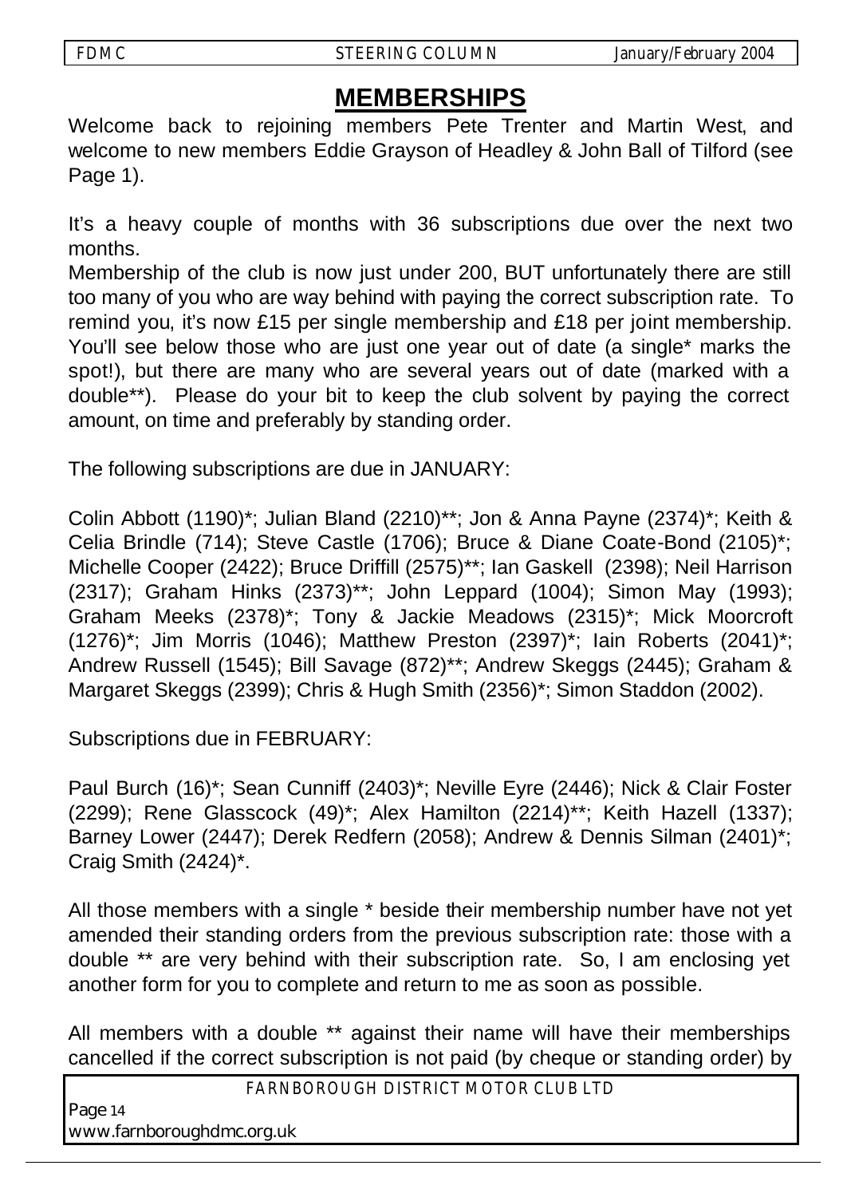# MEMBERSHIPS

Welcome back to rejoining members Pete Trenter and Martin West, and welcome to new members Eddie Grayson of Headley & John Ball of Tilford (see Page 1).

It's a heavy couple of months with 36 subscriptions due over the next two months.

Membership of the club is now just under 200, BUT unfortunately there are still too many of you who are way behind with paying the correct subscription rate. To remind you, it's now £15 per single membership and £18 per joint membership. You'll see below those who are just one year out of date (a single* marks the spot!), but there are many who are several years out of date (marked with a double**). Please do your bit to keep the club solvent by paying the correct amount, on time and preferably by standing order.

The following subscriptions are due in JANUARY:

Colin Abbott (1190)*; Julian Bland (2210)**; Jon & Anna Payne (2374)*; Keith & Celia Brindle (714); Steve Castle (1706); Bruce & Diane Coate-Bond (2105)*; Michelle Cooper (2422); Bruce Driffill (2575)**; Ian Gaskell (2398); Neil Harrison (2317); Graham Hinks (2373)**; John Leppard (1004); Simon May (1993); Graham Meeks (2378)*; Tony & Jackie Meadows (2315)*; Mick Moorcroft (1276)*; Jim Morris (1046); Matthew Preston (2397)*; Iain Roberts (2041)*; Andrew Russell (1545); Bill Savage (872)**; Andrew Skeggs (2445); Graham & Margaret Skeggs (2399); Chris & Hugh Smith (2356)*; Simon Staddon (2002).

Subscriptions due in FEBRUARY:

Paul Burch (16)*; Sean Cunniff (2403)*; Neville Eyre (2446); Nick & Clair Foster (2299); Rene Glasscock (49)*; Alex Hamilton (2214)**; Keith Hazell (1337); Barney Lower (2447); Derek Redfern (2058); Andrew & Dennis Silman (2401)*; Craig Smith (2424)*.

All those members with a single * beside their membership number have not yet amended their standing orders from the previous subscription rate: those with a double ** are very behind with their subscription rate. So, I am enclosing yet another form for you to complete and return to me as soon as possible.

All members with a double ** against their name will have their memberships cancelled if the correct subscription is not paid (by cheque or standing order) by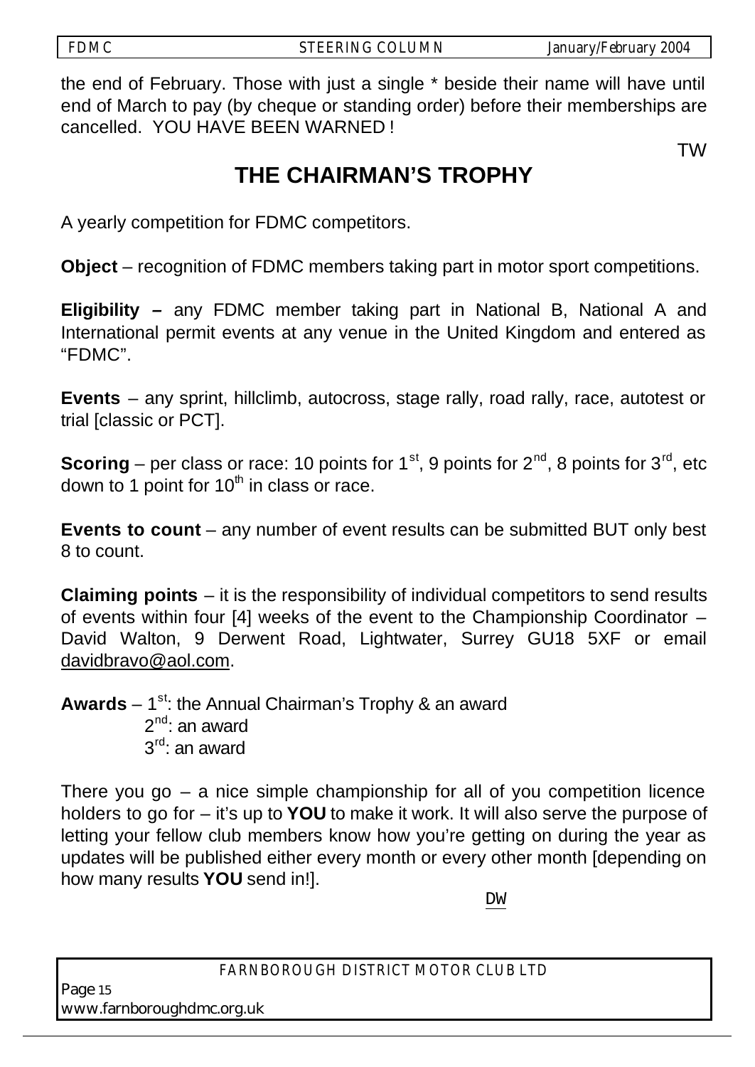the end of February. Those with just a single * beside their name will have until end of March to pay (by cheque or standing order) before their memberships are cancelled. YOU HAVE BEEN WARNED !

TW

# THE CHAIRMAN'S TROPHY

A yearly competition for FDMC competitors.

**Object** – recognition of FDMC members taking part in motor sport competitions.

**Eligibility –** any FDMC member taking part in National B, National A and International permit events at any venue in the United Kingdom and entered as "FDMC".

**Events** – any sprint, hillclimb, autocross, stage rally, road rally, race, autotest or trial [classic or PCT].

**Scoring** – per class or race: 10 points for 1st, 9 points for 2nd, 8 points for 3rd, etc down to 1 point for 10th in class or race.

**Events to count** – any number of event results can be submitted BUT only best 8 to count.

**Claiming points** – it is the responsibility of individual competitors to send results of events within four [4] weeks of the event to the Championship Coordinator – David Walton, 9 Derwent Road, Lightwater, Surrey GU18 5XF or email davidbravo@aol.com.

**Awards** – 1st: the Annual Chairman's Trophy & an award
2nd: an award
3rd: an award

There you go – a nice simple championship for all of you competition licence holders to go for – it's up to **YOU** to make it work. It will also serve the purpose of letting your fellow club members know how you're getting on during the year as updates will be published either every month or every other month [depending on how many results **YOU** send in!].

DW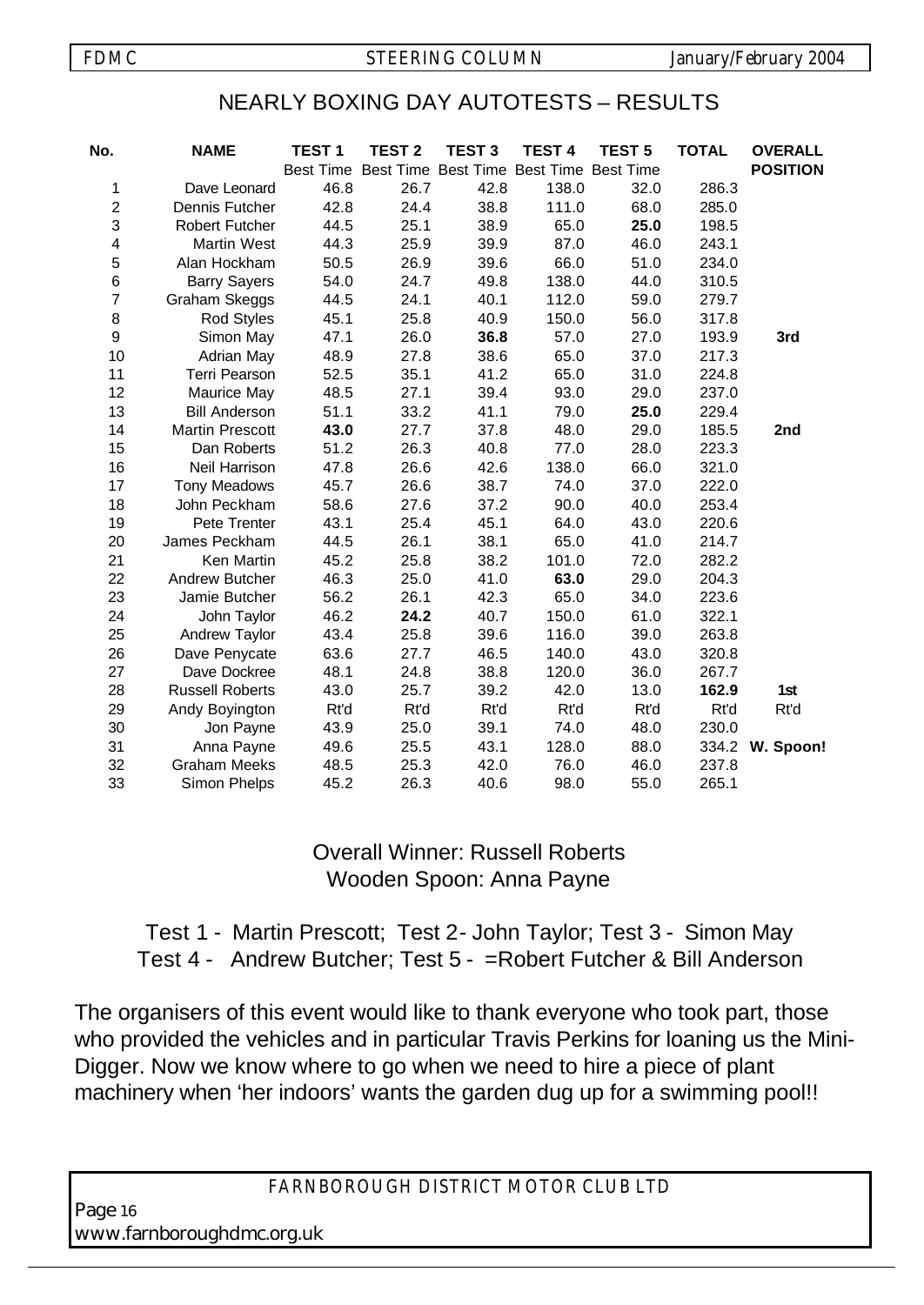## NEARLY BOXING DAY AUTOTESTS – RESULTS

| No. | NAME | TEST 1 Best Time | TEST 2 Best Time | TEST 3 Best Time | TEST 4 Best Time | TEST 5 Best Time | TOTAL | OVERALL POSITION |
|---|---|---|---|---|---|---|---|---|
| 1 | Dave Leonard | 46.8 | 26.7 | 42.8 | 138.0 | 32.0 | 286.3 | |
| 2 | Dennis Futcher | 42.8 | 24.4 | 38.8 | 111.0 | 68.0 | 285.0 | |
| 3 | Robert Futcher | 44.5 | 25.1 | 38.9 | 65.0 | **25.0** | 198.5 | |
| 4 | Martin West | 44.3 | 25.9 | 39.9 | 87.0 | 46.0 | 243.1 | |
| 5 | Alan Hockham | 50.5 | 26.9 | 39.6 | 66.0 | 51.0 | 234.0 | |
| 6 | Barry Sayers | 54.0 | 24.7 | 49.8 | 138.0 | 44.0 | 310.5 | |
| 7 | Graham Skeggs | 44.5 | 24.1 | 40.1 | 112.0 | 59.0 | 279.7 | |
| 8 | Rod Styles | 45.1 | 25.8 | 40.9 | 150.0 | 56.0 | 317.8 | |
| 9 | Simon May | 47.1 | 26.0 | **36.8** | 57.0 | 27.0 | 193.9 | **3rd** |
| 10 | Adrian May | 48.9 | 27.8 | 38.6 | 65.0 | 37.0 | 217.3 | |
| 11 | Terri Pearson | 52.5 | 35.1 | 41.2 | 65.0 | 31.0 | 224.8 | |
| 12 | Maurice May | 48.5 | 27.1 | 39.4 | 93.0 | 29.0 | 237.0 | |
| 13 | Bill Anderson | 51.1 | 33.2 | 41.1 | 79.0 | **25.0** | 229.4 | |
| 14 | Martin Prescott | **43.0** | 27.7 | 37.8 | 48.0 | 29.0 | 185.5 | **2nd** |
| 15 | Dan Roberts | 51.2 | 26.3 | 40.8 | 77.0 | 28.0 | 223.3 | |
| 16 | Neil Harrison | 47.8 | 26.6 | 42.6 | 138.0 | 66.0 | 321.0 | |
| 17 | Tony Meadows | 45.7 | 26.6 | 38.7 | 74.0 | 37.0 | 222.0 | |
| 18 | John Peckham | 58.6 | 27.6 | 37.2 | 90.0 | 40.0 | 253.4 | |
| 19 | Pete Trenter | 43.1 | 25.4 | 45.1 | 64.0 | 43.0 | 220.6 | |
| 20 | James Peckham | 44.5 | 26.1 | 38.1 | 65.0 | 41.0 | 214.7 | |
| 21 | Ken Martin | 45.2 | 25.8 | 38.2 | 101.0 | 72.0 | 282.2 | |
| 22 | Andrew Butcher | 46.3 | 25.0 | 41.0 | **63.0** | 29.0 | 204.3 | |
| 23 | Jamie Butcher | 56.2 | 26.1 | 42.3 | 65.0 | 34.0 | 223.6 | |
| 24 | John Taylor | 46.2 | **24.2** | 40.7 | 150.0 | 61.0 | 322.1 | |
| 25 | Andrew Taylor | 43.4 | 25.8 | 39.6 | 116.0 | 39.0 | 263.8 | |
| 26 | Dave Penycate | 63.6 | 27.7 | 46.5 | 140.0 | 43.0 | 320.8 | |
| 27 | Dave Dockree | 48.1 | 24.8 | 38.8 | 120.0 | 36.0 | 267.7 | |
| 28 | Russell Roberts | 43.0 | 25.7 | 39.2 | 42.0 | 13.0 | **162.9** | **1st** |
| 29 | Andy Boyington | Rt'd | Rt'd | Rt'd | Rt'd | Rt'd | Rt'd | Rt'd |
| 30 | Jon Payne | 43.9 | 25.0 | 39.1 | 74.0 | 48.0 | 230.0 | |
| 31 | Anna Payne | 49.6 | 25.5 | 43.1 | 128.0 | 88.0 | 334.2 | **W. Spoon!** |
| 32 | Graham Meeks | 48.5 | 25.3 | 42.0 | 76.0 | 46.0 | 237.8 | |
| 33 | Simon Phelps | 45.2 | 26.3 | 40.6 | 98.0 | 55.0 | 265.1 | |

Overall Winner: Russell Roberts
Wooden Spoon: Anna Payne

Test 1 - Martin Prescott; Test 2- John Taylor; Test 3 - Simon May
Test 4 - Andrew Butcher; Test 5 - =Robert Futcher & Bill Anderson

The organisers of this event would like to thank everyone who took part, those who provided the vehicles and in particular Travis Perkins for loaning us the Mini-Digger. Now we know where to go when we need to hire a piece of plant machinery when 'her indoors' wants the garden dug up for a swimming pool!!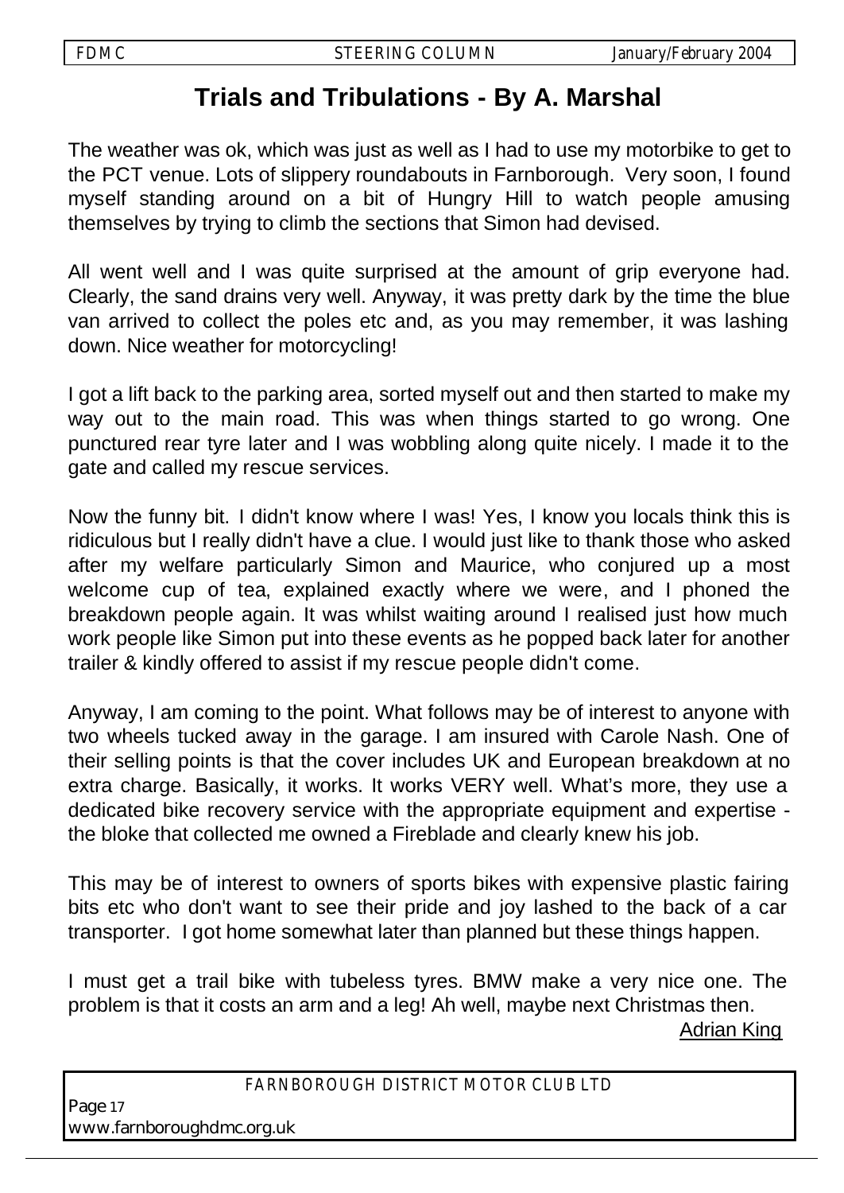# Trials and Tribulations - By A. Marshal

The weather was ok, which was just as well as I had to use my motorbike to get to the PCT venue. Lots of slippery roundabouts in Farnborough. Very soon, I found myself standing around on a bit of Hungry Hill to watch people amusing themselves by trying to climb the sections that Simon had devised.

All went well and I was quite surprised at the amount of grip everyone had. Clearly, the sand drains very well. Anyway, it was pretty dark by the time the blue van arrived to collect the poles etc and, as you may remember, it was lashing down. Nice weather for motorcycling!

I got a lift back to the parking area, sorted myself out and then started to make my way out to the main road. This was when things started to go wrong. One punctured rear tyre later and I was wobbling along quite nicely. I made it to the gate and called my rescue services.

Now the funny bit. I didn't know where I was! Yes, I know you locals think this is ridiculous but I really didn't have a clue. I would just like to thank those who asked after my welfare particularly Simon and Maurice, who conjured up a most welcome cup of tea, explained exactly where we were, and I phoned the breakdown people again. It was whilst waiting around I realised just how much work people like Simon put into these events as he popped back later for another trailer & kindly offered to assist if my rescue people didn't come.

Anyway, I am coming to the point. What follows may be of interest to anyone with two wheels tucked away in the garage. I am insured with Carole Nash. One of their selling points is that the cover includes UK and European breakdown at no extra charge. Basically, it works. It works VERY well. What's more, they use a dedicated bike recovery service with the appropriate equipment and expertise - the bloke that collected me owned a Fireblade and clearly knew his job.

This may be of interest to owners of sports bikes with expensive plastic fairing bits etc who don't want to see their pride and joy lashed to the back of a car transporter. I got home somewhat later than planned but these things happen.

I must get a trail bike with tubeless tyres. BMW make a very nice one. The problem is that it costs an arm and a leg! Ah well, maybe next Christmas then.

Adrian King